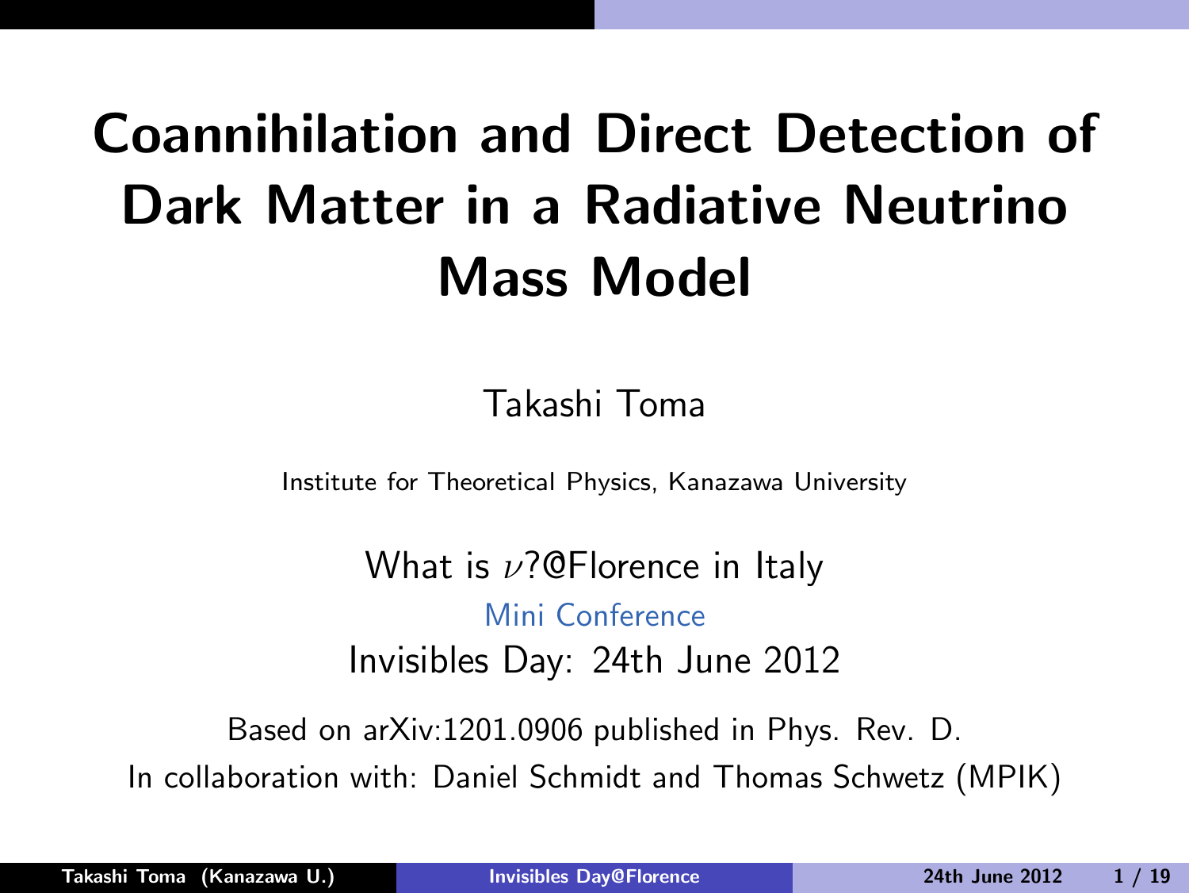# Coannihilation and Direct Detection of Dark Matter in a Radiative Neutrino Mass Model

Takashi Toma

Institute for Theoretical Physics, Kanazawa University

What is $\nu$?@Florence in Italy

Mini Conference

Invisibles Day: 24th June 2012

Based on arXiv:1201.0906 published in Phys. Rev. D.

In collaboration with: Daniel Schmidt and Thomas Schwetz (MPIK)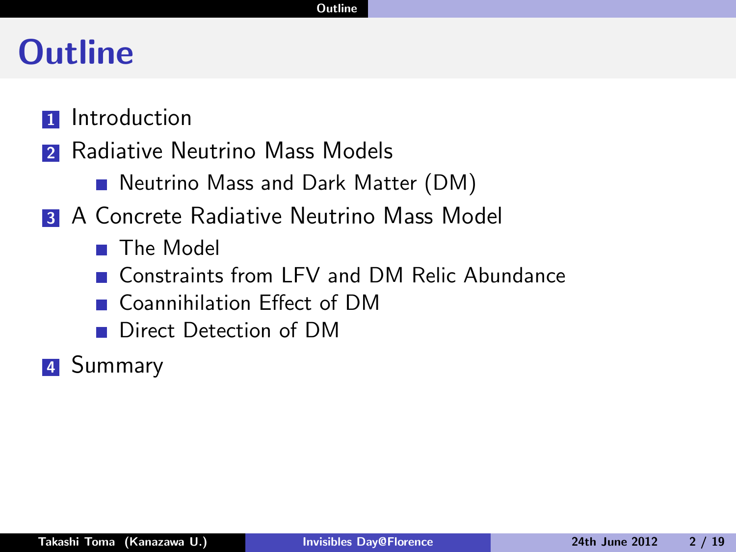# Outline

1. Introduction
2. Radiative Neutrino Mass Models
   - Neutrino Mass and Dark Matter (DM)
3. A Concrete Radiative Neutrino Mass Model
   - The Model
   - Constraints from LFV and DM Relic Abundance
   - Coannihilation Effect of DM
   - Direct Detection of DM
4. Summary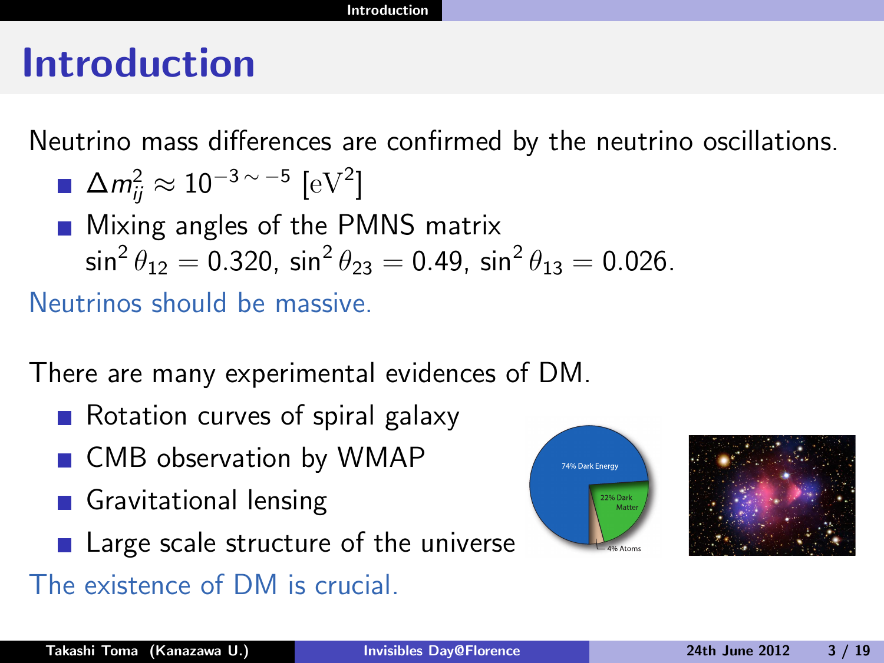# Introduction

Neutrino mass differences are confirmed by the neutrino oscillations.

- $\Delta m_{ij}^2 \approx 10^{-3\sim-5}\ [\mathrm{eV}^2]$
- Mixing angles of the PMNS matrix
  $\sin^2\theta_{12} = 0.320$, $\sin^2\theta_{23} = 0.49$, $\sin^2\theta_{13} = 0.026$.

Neutrinos should be massive.

There are many experimental evidences of DM.

- Rotation curves of spiral galaxy
- CMB observation by WMAP
- Gravitational lensing
- Large scale structure of the universe

The existence of DM is crucial.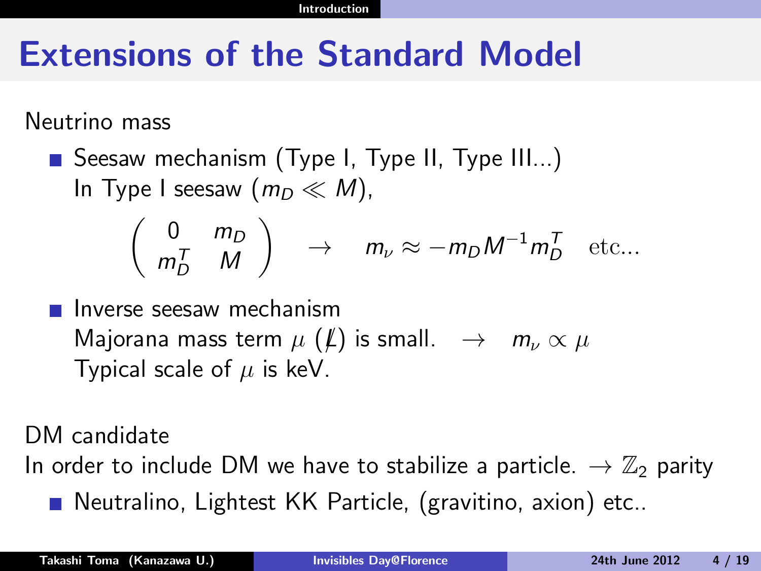# Extensions of the Standard Model

Neutrino mass

- Seesaw mechanism (Type I, Type II, Type III...)
  In Type I seesaw ($m_D \ll M$),

$$\begin{pmatrix} 0 & m_D \\ m_D^T & M \end{pmatrix} \quad \rightarrow \quad m_\nu \approx -m_D M^{-1} m_D^T \quad \text{etc...}$$

- Inverse seesaw mechanism
  Majorana mass term $\mu$ ($\not{L}$) is small. $\quad \rightarrow \quad m_\nu \propto \mu$
  Typical scale of $\mu$ is keV.

DM candidate

In order to include DM we have to stabilize a particle. $\rightarrow \mathbb{Z}_2$ parity

- Neutralino, Lightest KK Particle, (gravitino, axion) etc..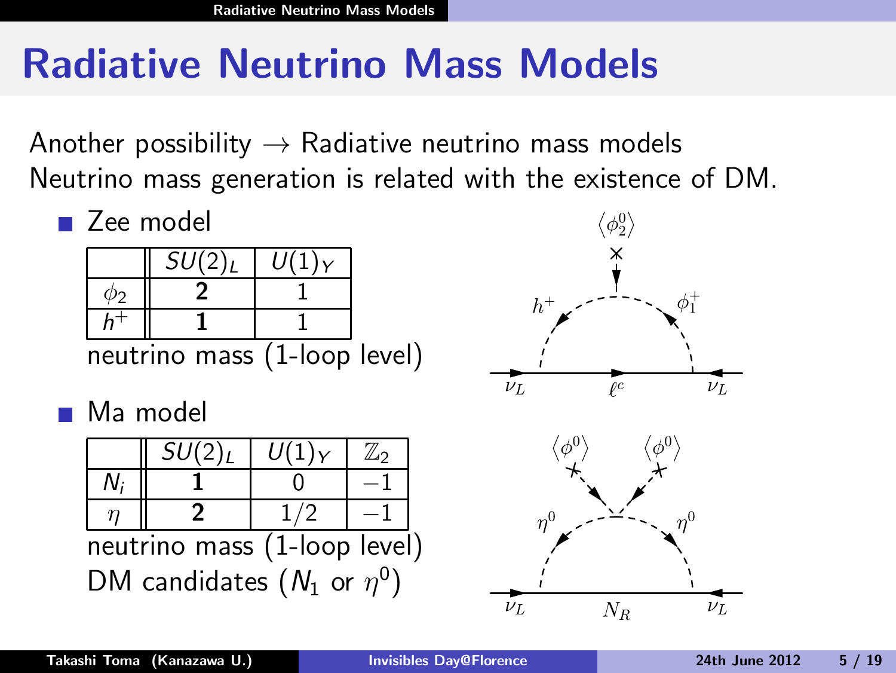# Radiative Neutrino Mass Models

Another possibility → Radiative neutrino mass models
Neutrino mass generation is related with the existence of DM.

- Zee model

| | $SU(2)_L$ | $U(1)_Y$ |
|---|---|---|
| $\phi_2$ | **2** | 1 |
| $h^+$ | **1** | 1 |

neutrino mass (1-loop level)

- Ma model

| | $SU(2)_L$ | $U(1)_Y$ | $\mathbb{Z}_2$ |
|---|---|---|---|
| $N_i$ | **1** | 0 | $-1$ |
| $\eta$ | **2** | $1/2$ | $-1$ |

neutrino mass (1-loop level)
DM candidates ($N_1$ or $\eta^0$)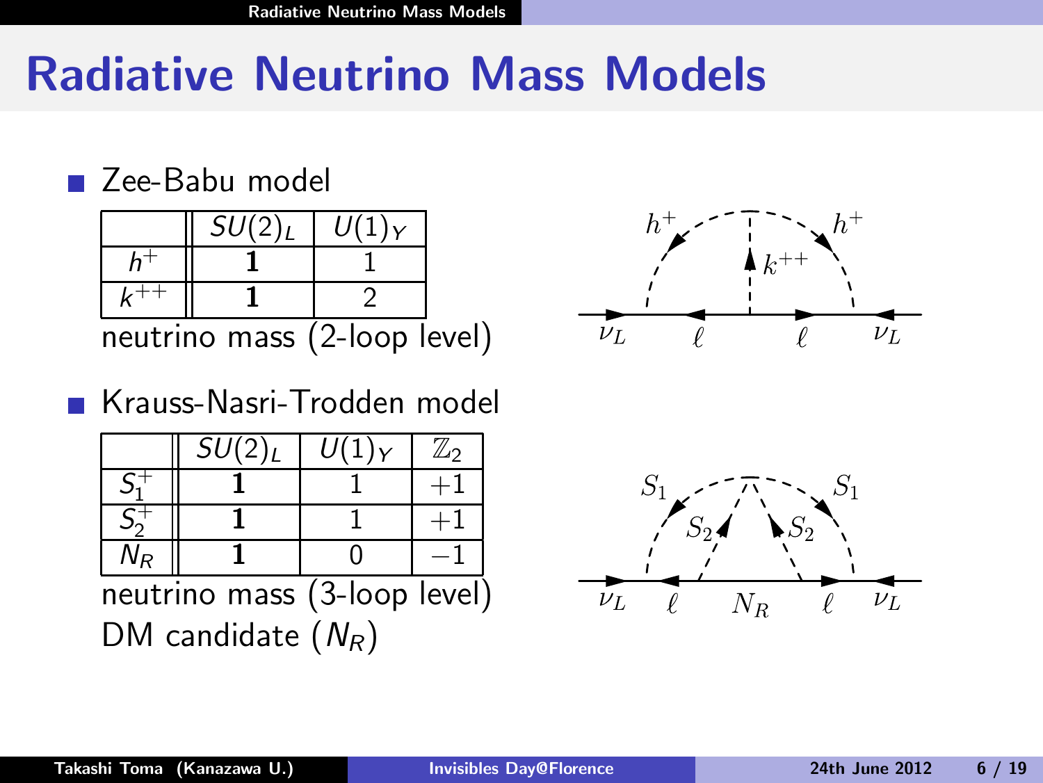# Radiative Neutrino Mass Models

- Zee-Babu model

|  | $SU(2)_L$ | $U(1)_Y$ |
|---|---|---|
| $h^+$ | **1** | 1 |
| $k^{++}$ | **1** | 2 |

neutrino mass (2-loop level)

- Krauss-Nasri-Trodden model

|  | $SU(2)_L$ | $U(1)_Y$ | $\mathbb{Z}_2$ |
|---|---|---|---|
| $S_1^+$ | **1** | 1 | $+1$ |
| $S_2^+$ | **1** | 1 | $+1$ |
| $N_R$ | **1** | 0 | $-1$ |

neutrino mass (3-loop level)
DM candidate ($N_R$)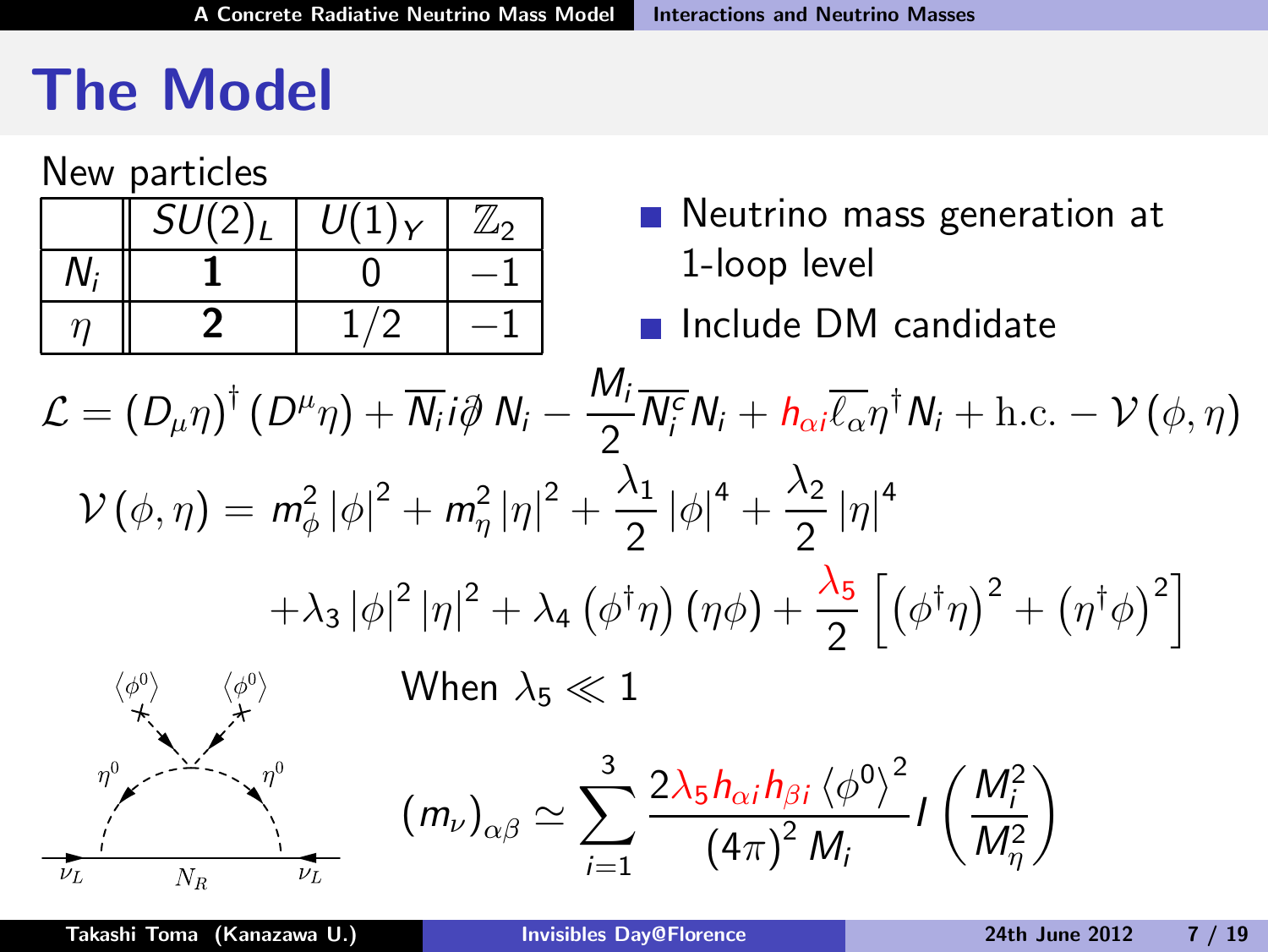# The Model

New particles

| | $SU(2)_L$ | $U(1)_Y$ | $\mathbb{Z}_2$ |
|---|---|---|---|
| $N_i$ | **1** | 0 | $-1$ |
| $\eta$ | **2** | $1/2$ | $-1$ |

- Neutrino mass generation at 1-loop level
- Include DM candidate

$$\mathcal{L} = \left(D_\mu \eta\right)^\dagger \left(D^\mu \eta\right) + \overline{N_i} i\partial\!\!\!/ \, N_i - \frac{M_i}{2}\overline{N_i^c} N_i + h_{\alpha i}\overline{\ell_\alpha}\eta^\dagger N_i + \mathrm{h.c.} - \mathcal{V}\left(\phi,\eta\right)$$

$$\mathcal{V}\left(\phi,\eta\right) = m_\phi^2 \left|\phi\right|^2 + m_\eta^2 \left|\eta\right|^2 + \frac{\lambda_1}{2}\left|\phi\right|^4 + \frac{\lambda_2}{2}\left|\eta\right|^4 + \lambda_3 \left|\phi\right|^2 \left|\eta\right|^2 + \lambda_4 \left(\phi^\dagger \eta\right)\left(\eta \phi\right) + \frac{\lambda_5}{2}\left[\left(\phi^\dagger \eta\right)^2 + \left(\eta^\dagger \phi\right)^2\right]$$

When $\lambda_5 \ll 1$

$$\left(m_\nu\right)_{\alpha\beta} \simeq \sum_{i=1}^{3} \frac{2\lambda_5 h_{\alpha i} h_{\beta i}\left\langle \phi^0 \right\rangle^2}{\left(4\pi\right)^2 M_i} I\left(\frac{M_i^2}{M_\eta^2}\right)$$

$\langle\phi^0\rangle$ $\langle\phi^0\rangle$ $\eta^0$ $\eta^0$ $\nu_L$ $N_R$ $\nu_L$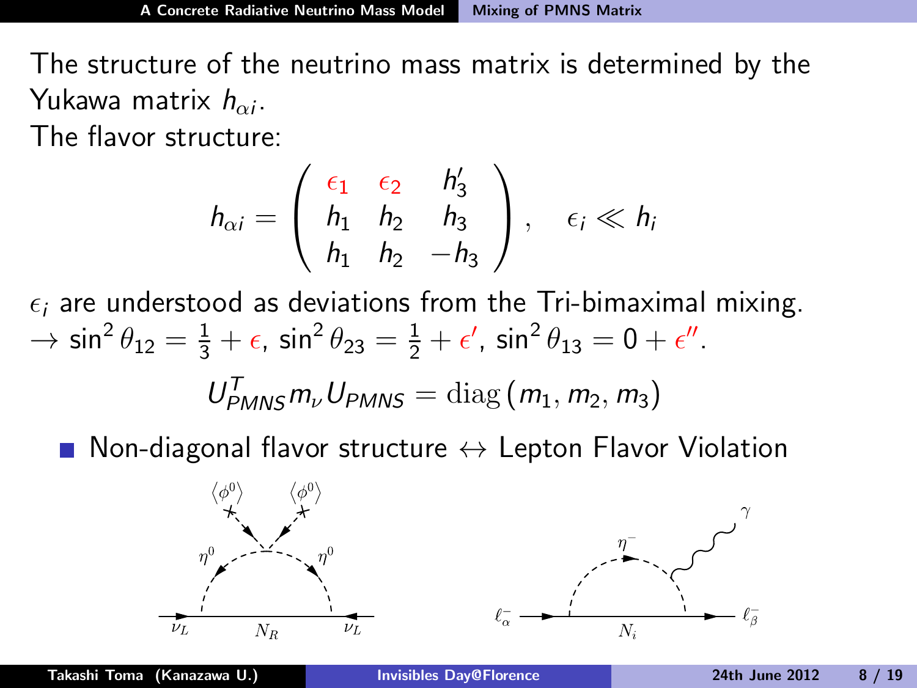The structure of the neutrino mass matrix is determined by the Yukawa matrix $h_{\alpha i}$.

The flavor structure:

$$h_{\alpha i} = \begin{pmatrix} \epsilon_1 & \epsilon_2 & h'_3 \\ h_1 & h_2 & h_3 \\ h_1 & h_2 & -h_3 \end{pmatrix}, \quad \epsilon_i \ll h_i$$

$\epsilon_i$ are understood as deviations from the Tri-bimaximal mixing.
$\rightarrow \sin^2\theta_{12} = \frac{1}{3} + \epsilon$, $\sin^2\theta_{23} = \frac{1}{2} + \epsilon'$, $\sin^2\theta_{13} = 0 + \epsilon''$.

$$U_{PMNS}^T m_\nu U_{PMNS} = \mathrm{diag}\left(m_1, m_2, m_3\right)$$

- Non-diagonal flavor structure $\leftrightarrow$ Lepton Flavor Violation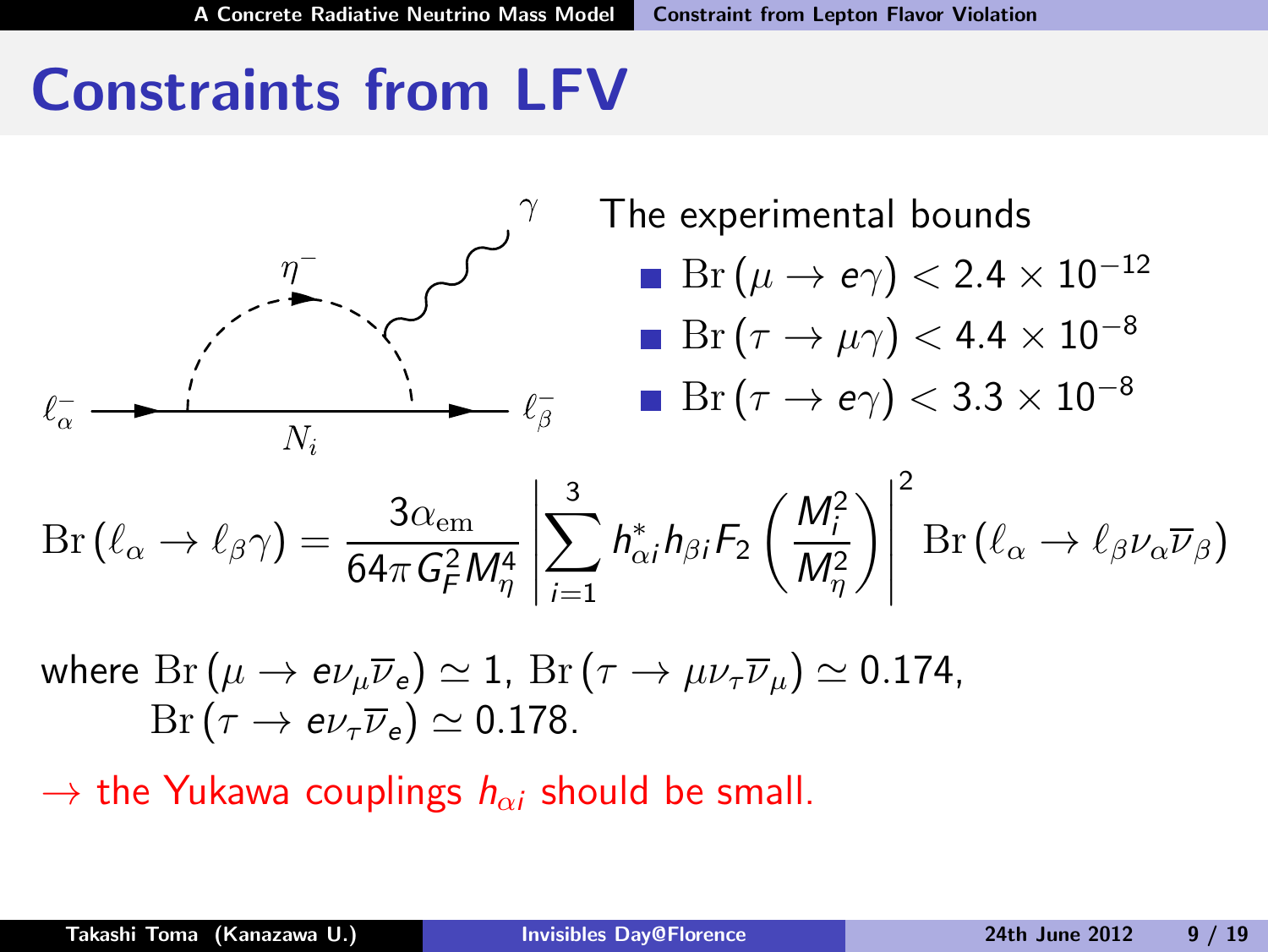# Constraints from LFV

The experimental bounds

- $\mathrm{Br}(\mu \to e\gamma) < 2.4 \times 10^{-12}$
- $\mathrm{Br}(\tau \to \mu\gamma) < 4.4 \times 10^{-8}$
- $\mathrm{Br}(\tau \to e\gamma) < 3.3 \times 10^{-8}$

$$\mathrm{Br}(\ell_\alpha \to \ell_\beta\gamma) = \frac{3\alpha_{\mathrm{em}}}{64\pi G_F^2 M_\eta^4} \left| \sum_{i=1}^{3} h_{\alpha i}^* h_{\beta i} F_2\left(\frac{M_i^2}{M_\eta^2}\right) \right|^2 \mathrm{Br}(\ell_\alpha \to \ell_\beta \nu_\alpha \overline{\nu}_\beta)$$

where $\mathrm{Br}(\mu \to e\nu_\mu\overline{\nu}_e) \simeq 1$, $\mathrm{Br}(\tau \to \mu\nu_\tau\overline{\nu}_\mu) \simeq 0.174$, $\mathrm{Br}(\tau \to e\nu_\tau\overline{\nu}_e) \simeq 0.178$.

$\to$ the Yukawa couplings $h_{\alpha i}$ should be small.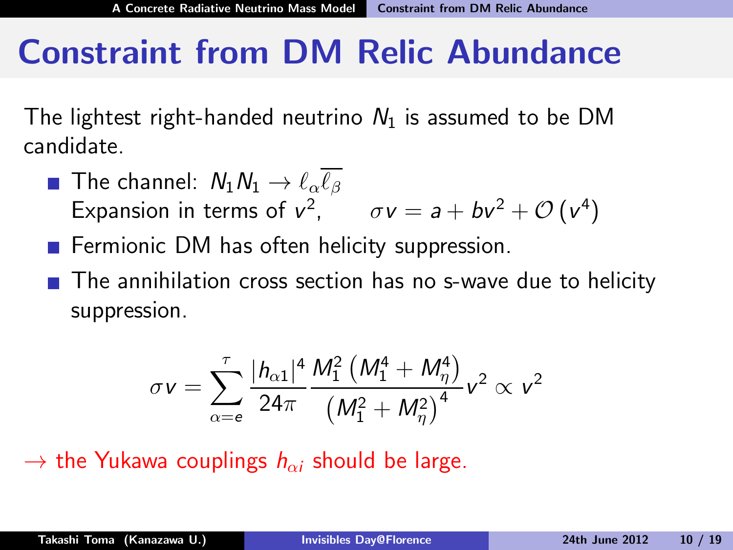# Constraint from DM Relic Abundance

The lightest right-handed neutrino $N_1$ is assumed to be DM candidate.

- The channel: $N_1 N_1 \to \ell_\alpha \overline{\ell_\beta}$
  Expansion in terms of $v^2$, $\quad \sigma v = a + bv^2 + \mathcal{O}\left(v^4\right)$
- Fermionic DM has often helicity suppression.
- The annihilation cross section has no s-wave due to helicity suppression.

$$\sigma v = \sum_{\alpha=e}^{\tau} \frac{|h_{\alpha 1}|^4}{24\pi} \frac{M_1^2 \left(M_1^4 + M_\eta^4\right)}{\left(M_1^2 + M_\eta^2\right)^4} v^2 \propto v^2$$

$\to$ the Yukawa couplings $h_{\alpha i}$ should be large.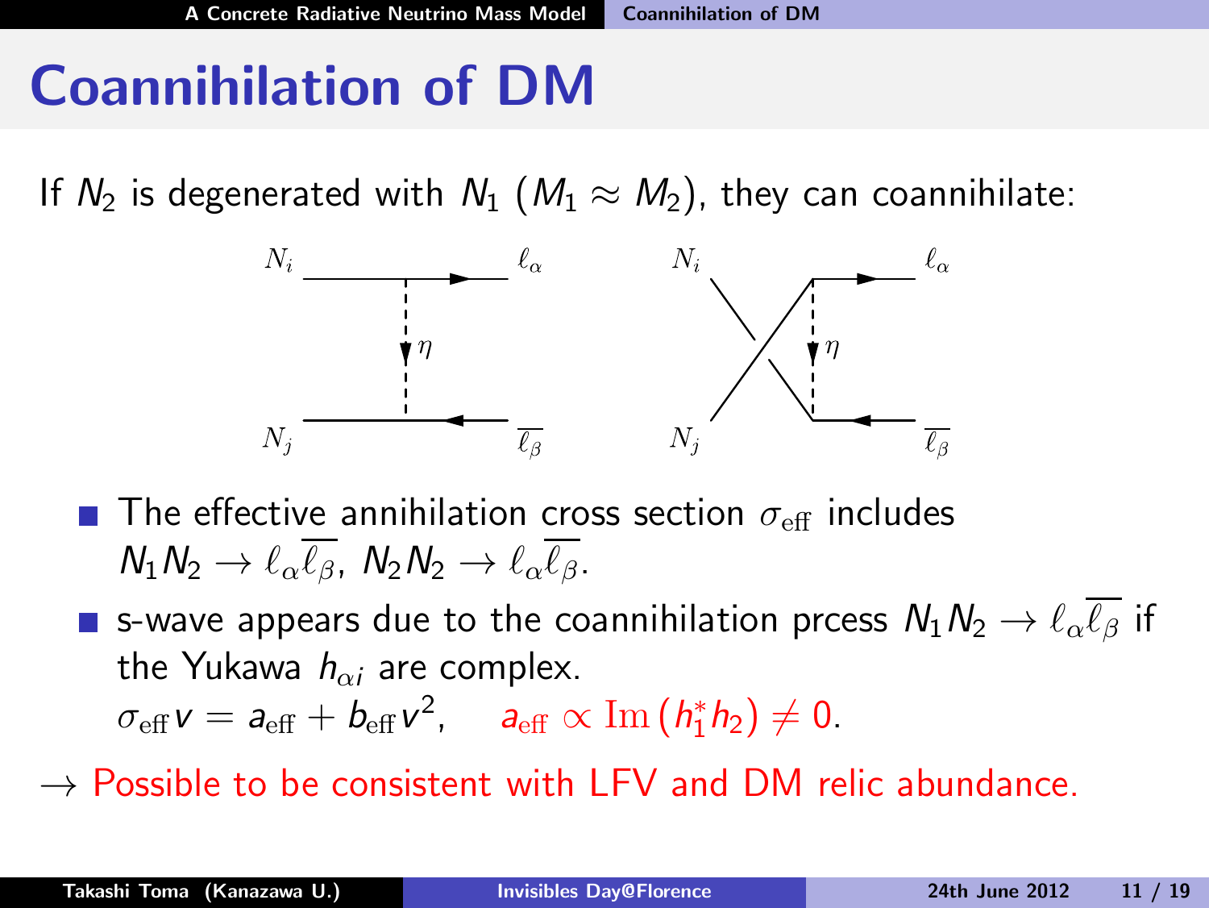# Coannihilation of DM

If $N_2$ is degenerated with $N_1$ ($M_1 \approx M_2$), they can coannihilate:

- The effective annihilation cross section $\sigma_{\rm eff}$ includes $N_1 N_2 \to \ell_\alpha \overline{\ell_\beta}$, $N_2 N_2 \to \ell_\alpha \overline{\ell_\beta}$.
- s-wave appears due to the coannihilation prcess $N_1 N_2 \to \ell_\alpha \overline{\ell_\beta}$ if the Yukawa $h_{\alpha i}$ are complex.
  $\sigma_{\rm eff} v = a_{\rm eff} + b_{\rm eff} v^2$, $\quad a_{\rm eff} \propto \mathrm{Im}\left(h_1^* h_2\right) \neq 0$.

$\to$ Possible to be consistent with LFV and DM relic abundance.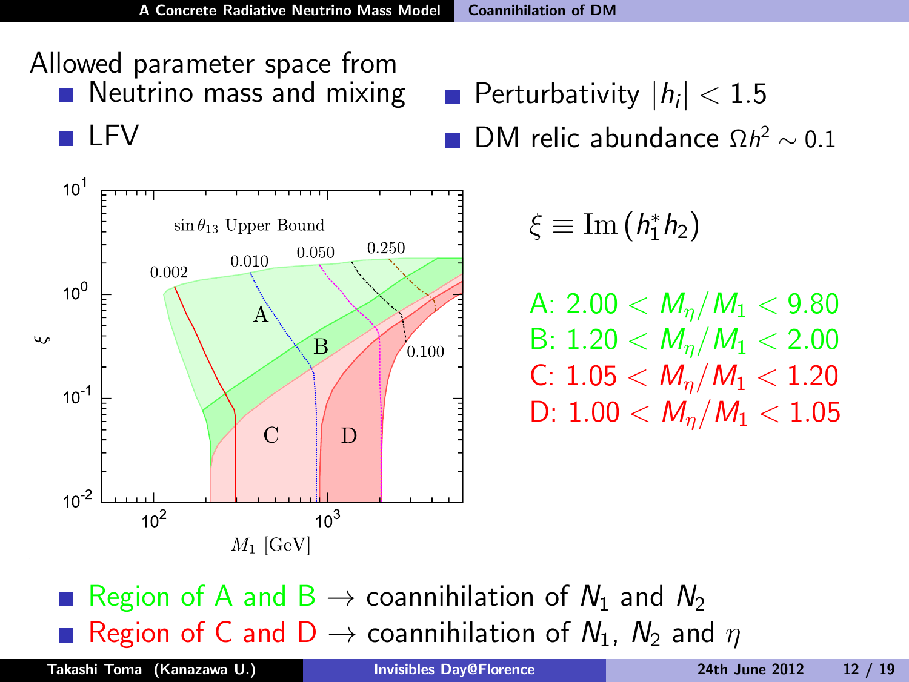Allowed parameter space from

- Neutrino mass and mixing
- LFV
- Perturbativity $|h_i| < 1.5$
- DM relic abundance $\Omega h^2 \sim 0.1$

$$\xi \equiv \mathrm{Im}\left(h_1^* h_2\right)$$

A: $2.00 < M_\eta / M_1 < 9.80$

B: $1.20 < M_\eta / M_1 < 2.00$

C: $1.05 < M_\eta / M_1 < 1.20$

D: $1.00 < M_\eta / M_1 < 1.05$

- Region of A and B $\rightarrow$ coannihilation of $N_1$ and $N_2$
- Region of C and D $\rightarrow$ coannihilation of $N_1$, $N_2$ and $\eta$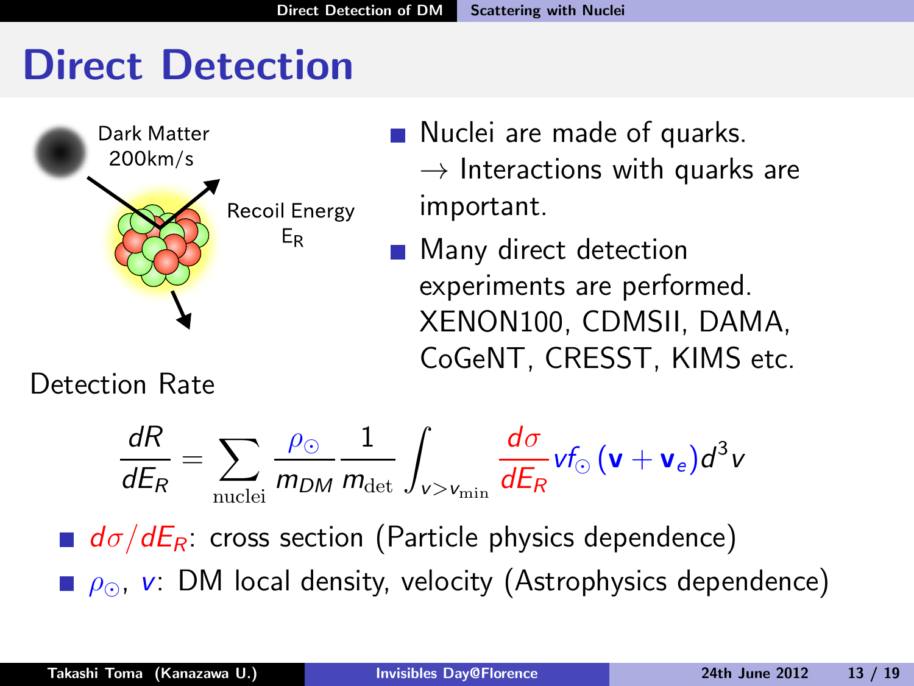# Direct Detection

Dark Matter
200km/s

Recoil Energy
$E_R$

- Nuclei are made of quarks.
  → Interactions with quarks are important.
- Many direct detection experiments are performed.
  XENON100, CDMSII, DAMA, CoGeNT, CRESST, KIMS etc.

Detection Rate

$$\frac{dR}{dE_R} = \sum_{\text{nuclei}} \frac{\rho_\odot}{m_{DM}} \frac{1}{m_{\text{det}}} \int_{v>v_{\text{min}}} \frac{d\sigma}{dE_R} v f_\odot(\mathbf{v} + \mathbf{v}_e) d^3 v$$

- $d\sigma/dE_R$: cross section (Particle physics dependence)
- $\rho_\odot$, $v$: DM local density, velocity (Astrophysics dependence)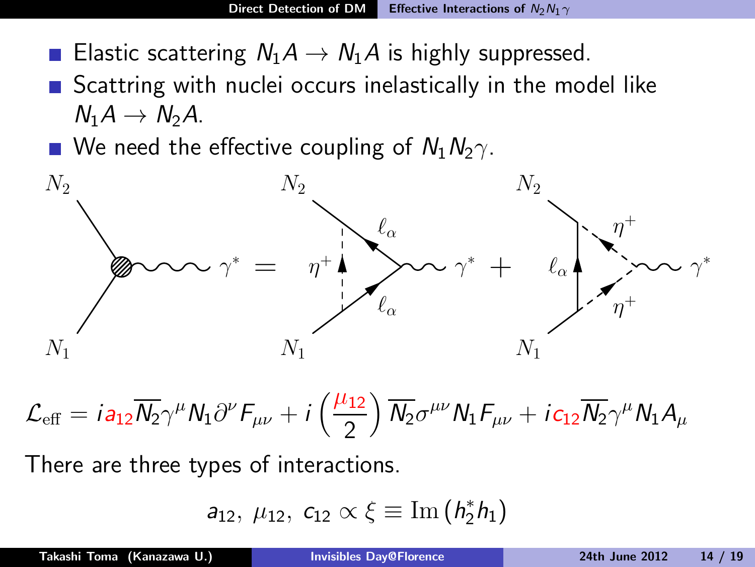- Elastic scattering $N_1 A \to N_1 A$ is highly suppressed.
- Scattring with nuclei occurs inelastically in the model like $N_1 A \to N_2 A$.
- We need the effective coupling of $N_1 N_2 \gamma$.

$$\mathcal{L}_{\text{eff}} = i a_{12} \overline{N_2} \gamma^\mu N_1 \partial^\nu F_{\mu\nu} + i \left( \frac{\mu_{12}}{2} \right) \overline{N_2} \sigma^{\mu\nu} N_1 F_{\mu\nu} + i c_{12} \overline{N_2} \gamma^\mu N_1 A_\mu$$

There are three types of interactions.

$$a_{12},\ \mu_{12},\ c_{12} \propto \xi \equiv \mathrm{Im}\left(h_2^* h_1\right)$$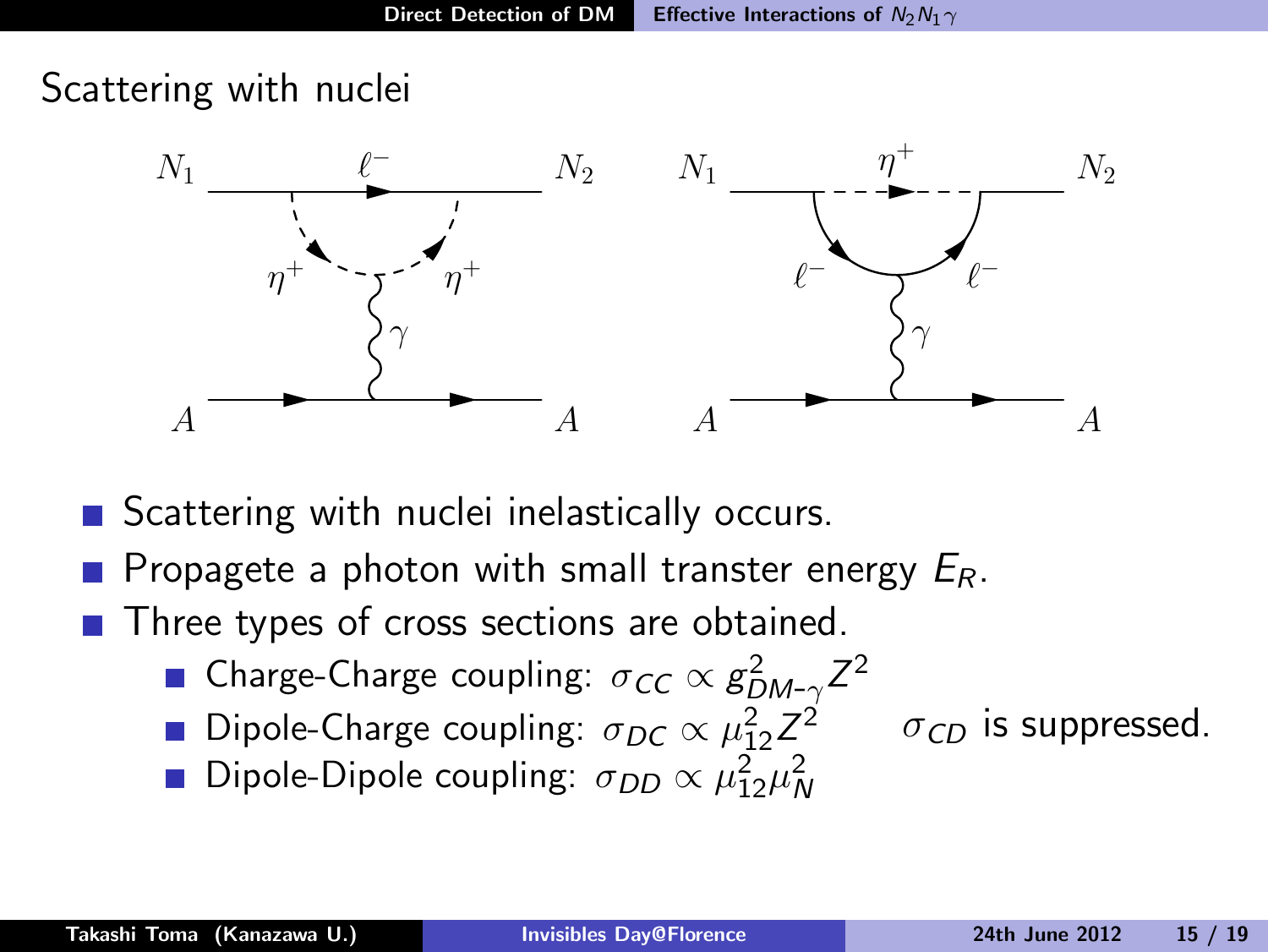## Scattering with nuclei

- Scattering with nuclei inelastically occurs.
- Propagete a photon with small transter energy $E_R$.
- Three types of cross sections are obtained.
  - Charge-Charge coupling: $\sigma_{CC} \propto g^2_{DM\text{-}\gamma} Z^2$
  - Dipole-Charge coupling: $\sigma_{DC} \propto \mu^2_{12} Z^2$
  - Dipole-Dipole coupling: $\sigma_{DD} \propto \mu^2_{12} \mu^2_N$

$\sigma_{CD}$ is suppressed.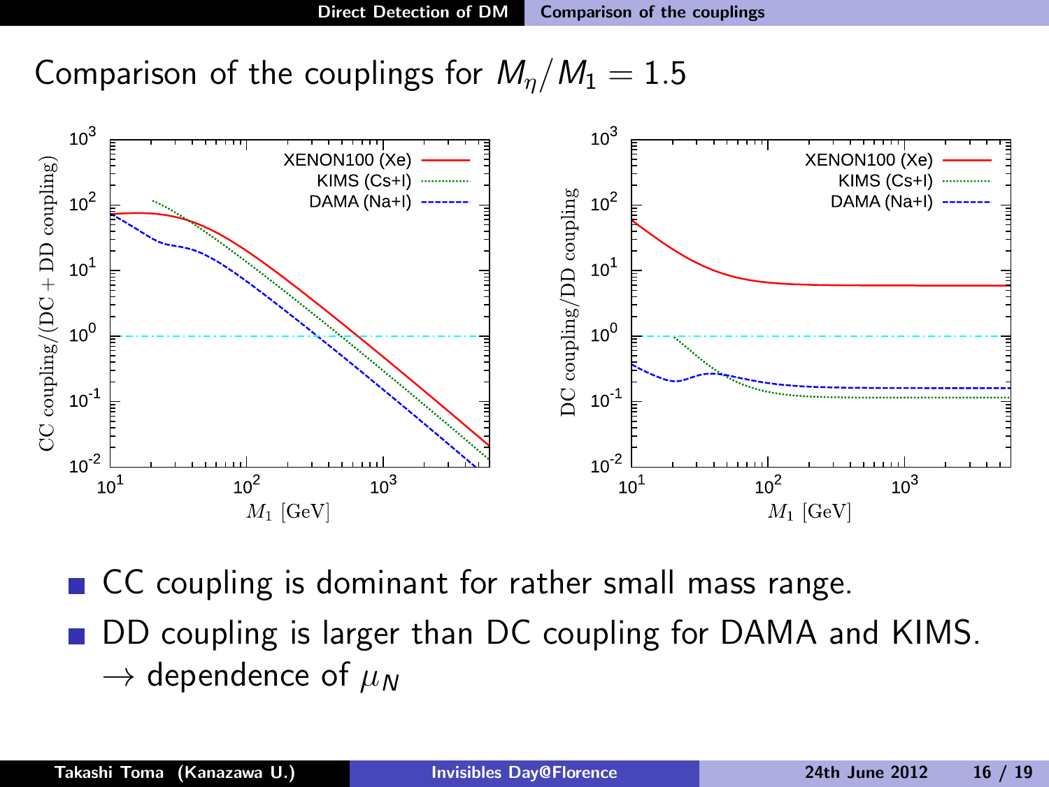# Comparison of the couplings for $M_\eta/M_1 = 1.5$

- CC coupling is dominant for rather small mass range.
- DD coupling is larger than DC coupling for DAMA and KIMS.
  $\rightarrow$ dependence of $\mu_N$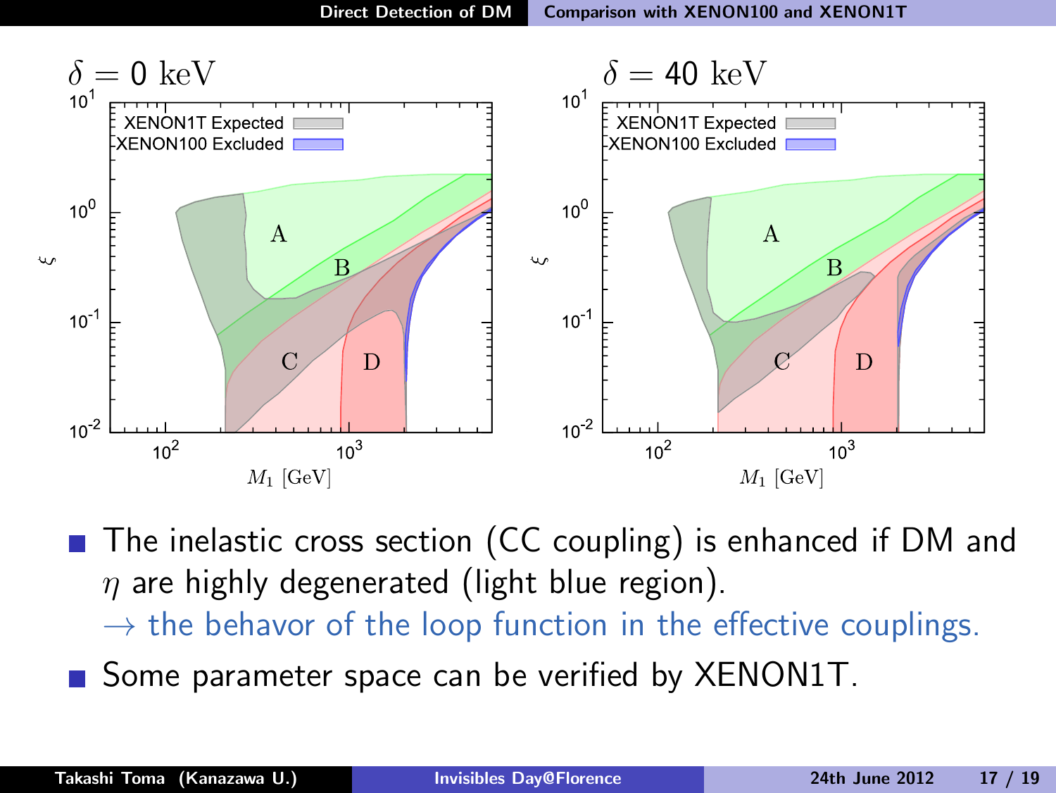## Comparison with XENON100 and XENON1T

$\delta = 0$ keV

$\delta = 40$ keV

XENON1T Expected

XENON100 Excluded

- The inelastic cross section (CC coupling) is enhanced if DM and $\eta$ are highly degenerated (light blue region).
  $\rightarrow$ the behavor of the loop function in the effective couplings.
- Some parameter space can be verified by XENON1T.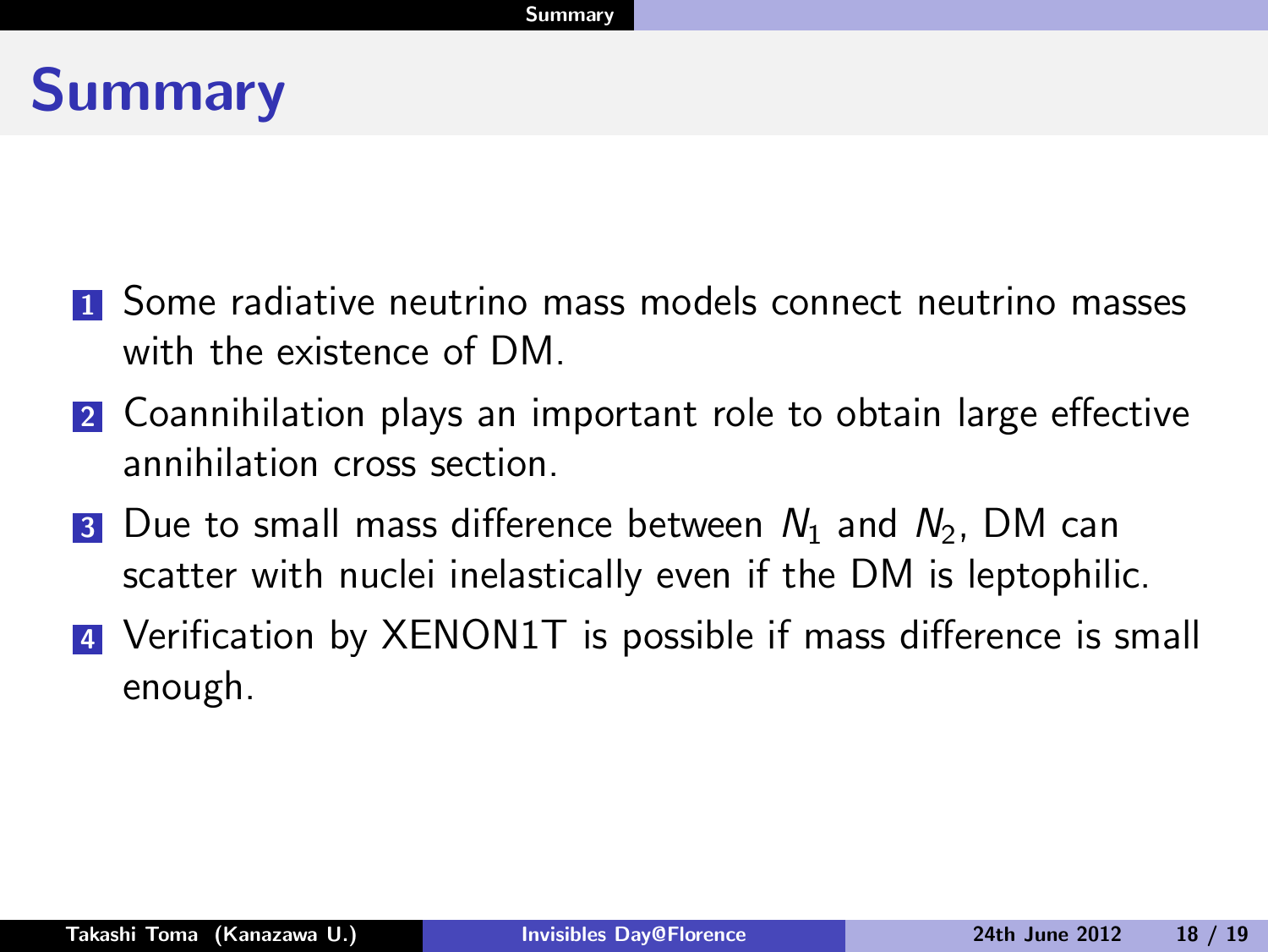# Summary

1. Some radiative neutrino mass models connect neutrino masses with the existence of DM.
2. Coannihilation plays an important role to obtain large effective annihilation cross section.
3. Due to small mass difference between $N_1$ and $N_2$, DM can scatter with nuclei inelastically even if the DM is leptophilic.
4. Verification by XENON1T is possible if mass difference is small enough.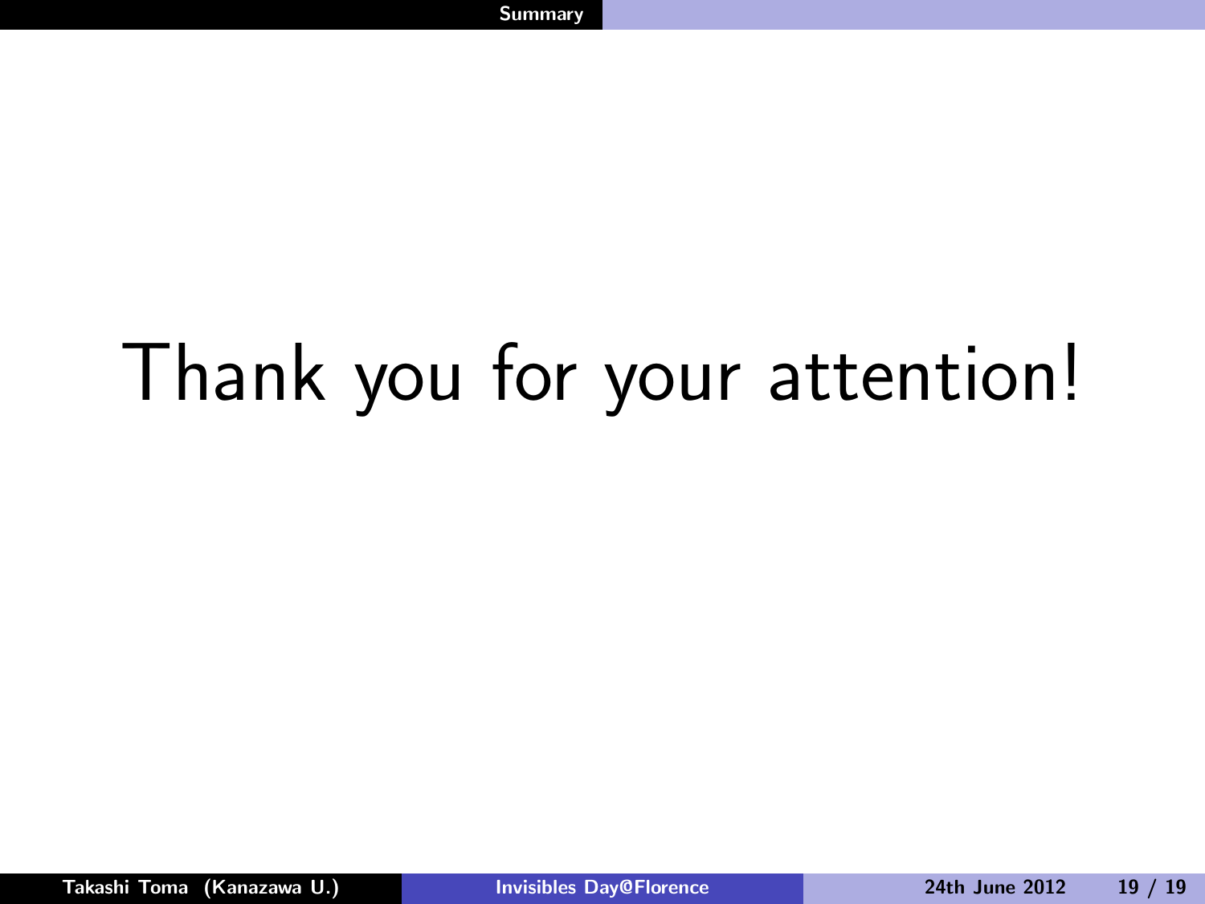Thank you for your attention!